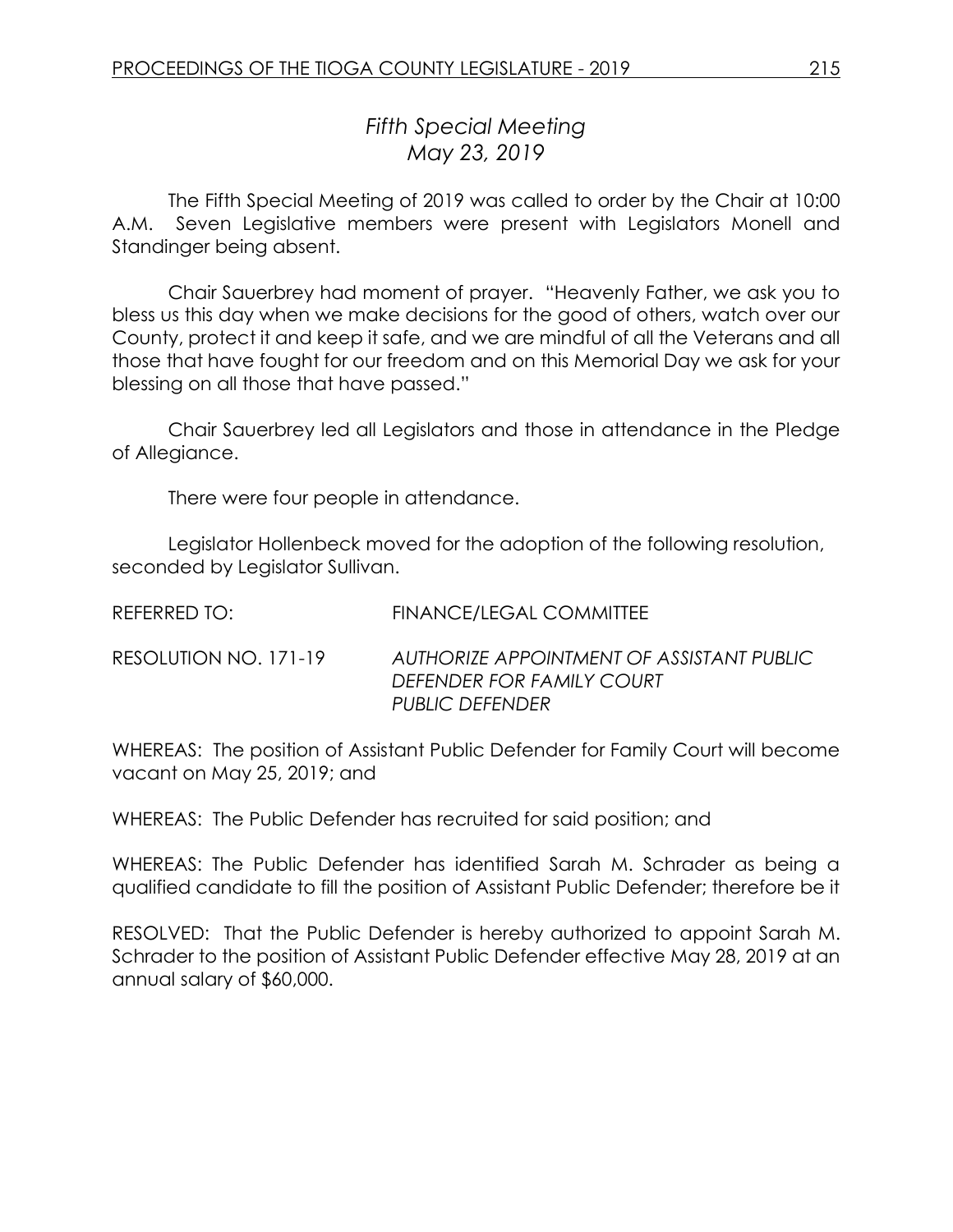# *Fifth Special Meeting*
# *May 23, 2019*

The Fifth Special Meeting of 2019 was called to order by the Chair at 10:00 A.M. Seven Legislative members were present with Legislators Monell and Standinger being absent.

Chair Sauerbrey had moment of prayer. "Heavenly Father, we ask you to bless us this day when we make decisions for the good of others, watch over our County, protect it and keep it safe, and we are mindful of all the Veterans and all those that have fought for our freedom and on this Memorial Day we ask for your blessing on all those that have passed."

Chair Sauerbrey led all Legislators and those in attendance in the Pledge of Allegiance.

There were four people in attendance.

Legislator Hollenbeck moved for the adoption of the following resolution, seconded by Legislator Sullivan.

REFERRED TO: FINANCE/LEGAL COMMITTEE

RESOLUTION NO. 171-19 *AUTHORIZE APPOINTMENT OF ASSISTANT PUBLIC DEFENDER FOR FAMILY COURT*
*PUBLIC DEFENDER*

WHEREAS: The position of Assistant Public Defender for Family Court will become vacant on May 25, 2019; and

WHEREAS: The Public Defender has recruited for said position; and

WHEREAS: The Public Defender has identified Sarah M. Schrader as being a qualified candidate to fill the position of Assistant Public Defender; therefore be it

RESOLVED: That the Public Defender is hereby authorized to appoint Sarah M. Schrader to the position of Assistant Public Defender effective May 28, 2019 at an annual salary of $60,000.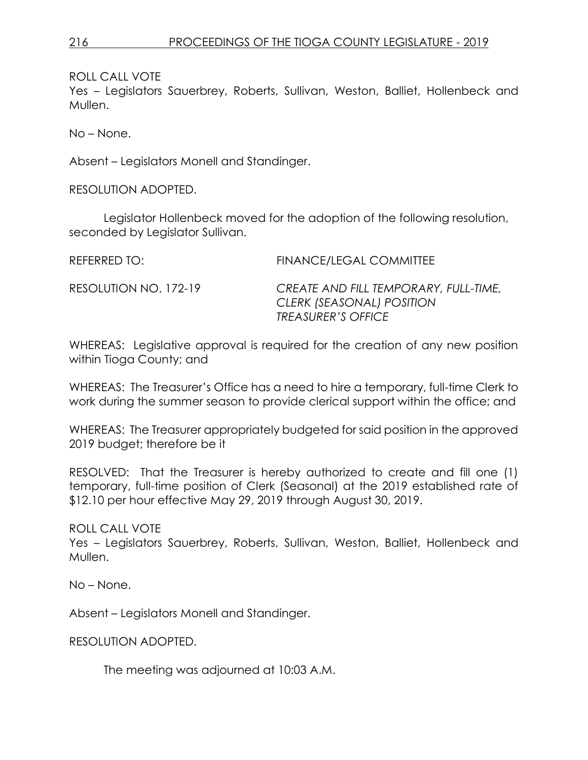ROLL CALL VOTE
Yes – Legislators Sauerbrey, Roberts, Sullivan, Weston, Balliet, Hollenbeck and Mullen.

No – None.

Absent – Legislators Monell and Standinger.

RESOLUTION ADOPTED.

Legislator Hollenbeck moved for the adoption of the following resolution, seconded by Legislator Sullivan.

REFERRED TO: FINANCE/LEGAL COMMITTEE

RESOLUTION NO. 172-19 *CREATE AND FILL TEMPORARY, FULL-TIME, CLERK (SEASONAL) POSITION TREASURER'S OFFICE*

WHEREAS: Legislative approval is required for the creation of any new position within Tioga County; and

WHEREAS: The Treasurer's Office has a need to hire a temporary, full-time Clerk to work during the summer season to provide clerical support within the office; and

WHEREAS: The Treasurer appropriately budgeted for said position in the approved 2019 budget; therefore be it

RESOLVED: That the Treasurer is hereby authorized to create and fill one (1) temporary, full-time position of Clerk (Seasonal) at the 2019 established rate of $12.10 per hour effective May 29, 2019 through August 30, 2019.

ROLL CALL VOTE
Yes – Legislators Sauerbrey, Roberts, Sullivan, Weston, Balliet, Hollenbeck and Mullen.

No – None.

Absent – Legislators Monell and Standinger.

RESOLUTION ADOPTED.

The meeting was adjourned at 10:03 A.M.